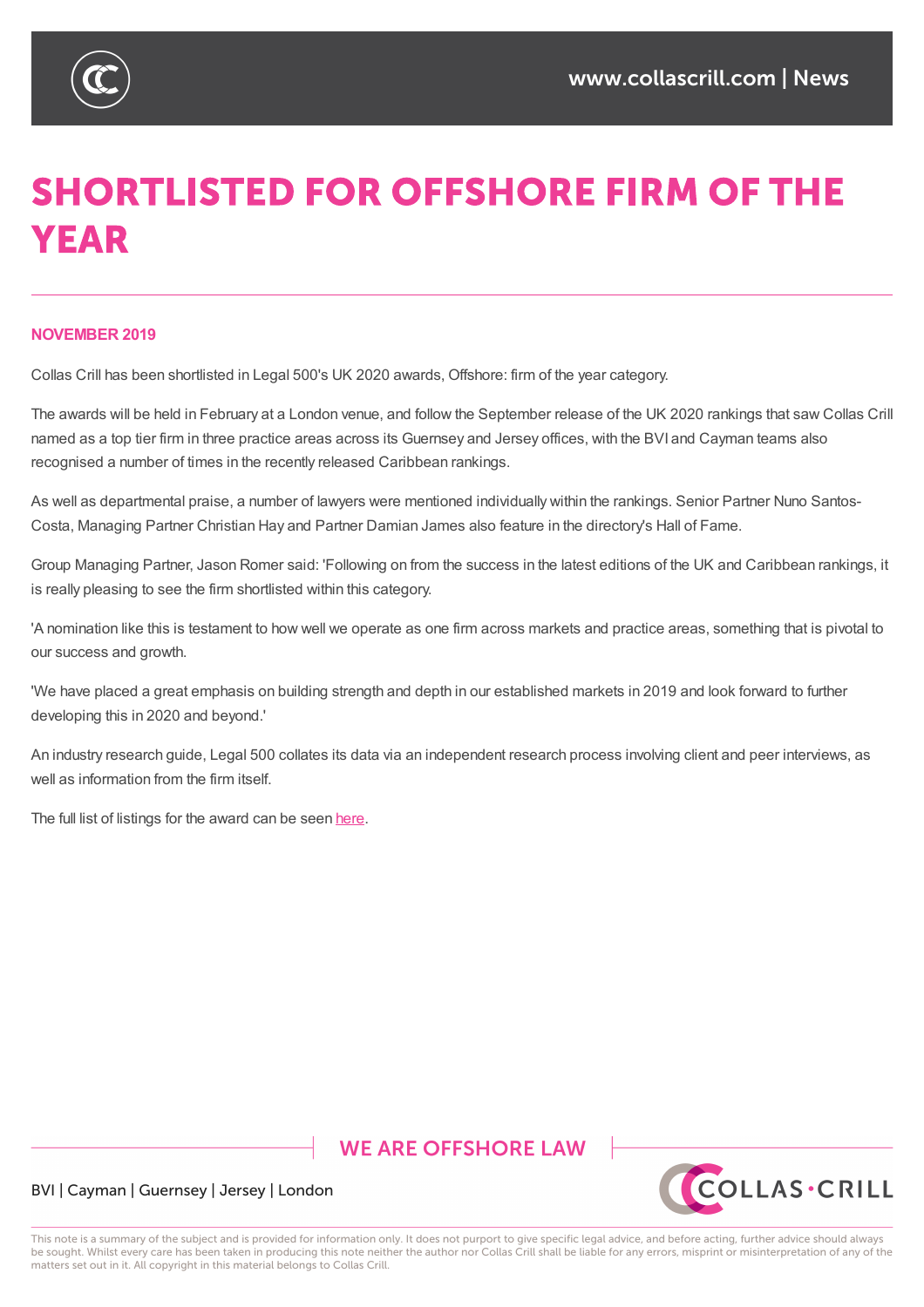# SHORTLISTED FOR OFFSHORE FIRM OF THE YEAR

**NOVEMBER 2019**

Collas Crill has been shortlisted in Legal 500's UK 2020 awards, Offshore: firm of the year category.

The awards will be held in February at a London venue, and follow the September release of the UK 2020 rankings that saw Collas Crill named as a top tier firm in three practice areas across its Guernsey and Jersey offices, with the BVI and Cayman teams also recognised a number of times in the recently released Caribbean rankings.

As well as departmental praise, a number of lawyers were mentioned individually within the rankings. Senior Partner Nuno Santos-Costa, Managing Partner Christian Hay and Partner Damian James also feature in the directory's Hall of Fame.

Group Managing Partner, Jason Romer said: 'Following on from the success in the latest editions of the UK and Caribbean rankings, it is really pleasing to see the firm shortlisted within this category.

'A nomination like this is testament to how well we operate as one firm across markets and practice areas, something that is pivotal to our success and growth.

'We have placed a great emphasis on building strength and depth in our established markets in 2019 and look forward to further developing this in 2020 and beyond.'

An industry research guide, Legal 500 collates its data via an independent research process involving client and peer interviews, as well as information from the firm itself.

The full list of listings for the award can be seen here.

WE ARE OFFSHORE LAW

BVI | Cayman | Guernsey | Jersey | London

This note is a summary of the subject and is provided for information only. It does not purport to give specific legal advice, and before acting, further advice should always be sought. Whilst every care has been taken in producing this note neither the author nor Collas Crill shall be liable for any errors, misprint or misinterpretation of any of the matters set out in it. All copyright in this material belongs to Collas Crill.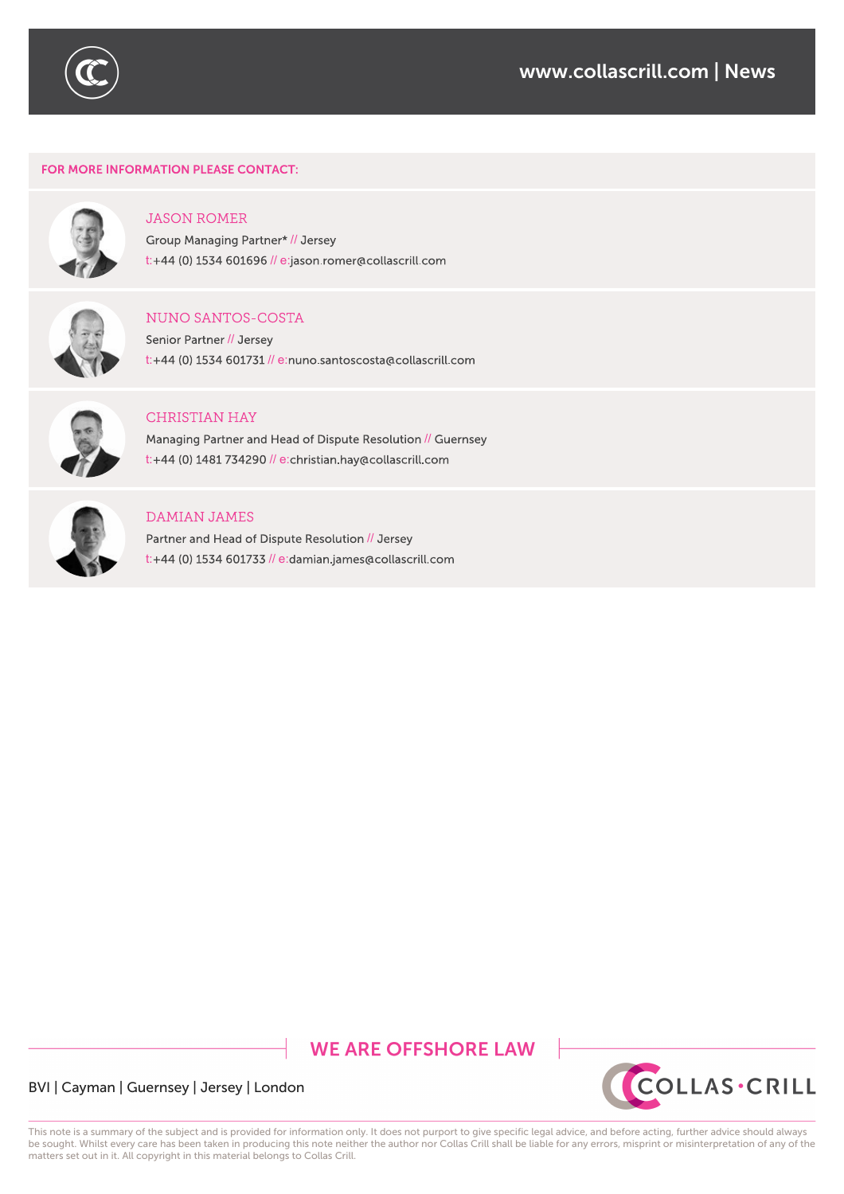FOR MORE INFORMATION PLEASE CONTACT:

### JASON ROMER

Group Managing Partner* // Jersey

t:+44 (0) 1534 601696 // e:jason.romer@collascrill.com

### NUNO SANTOS-COSTA

Senior Partner // Jersey

t:+44 (0) 1534 601731 // e:nuno.santoscosta@collascrill.com

### CHRISTIAN HAY

Managing Partner and Head of Dispute Resolution // Guernsey

t:+44 (0) 1481 734290 // e:christian.hay@collascrill.com

### DAMIAN JAMES

Partner and Head of Dispute Resolution // Jersey

t:+44 (0) 1534 601733 // e:damian.james@collascrill.com

WE ARE OFFSHORE LAW

BVI | Cayman | Guernsey | Jersey | London

COLLAS·CRILL

This note is a summary of the subject and is provided for information only. It does not purport to give specific legal advice, and before acting, further advice should always be sought. Whilst every care has been taken in producing this note neither the author nor Collas Crill shall be liable for any errors, misprint or misinterpretation of any of the matters set out in it. All copyright in this material belongs to Collas Crill.